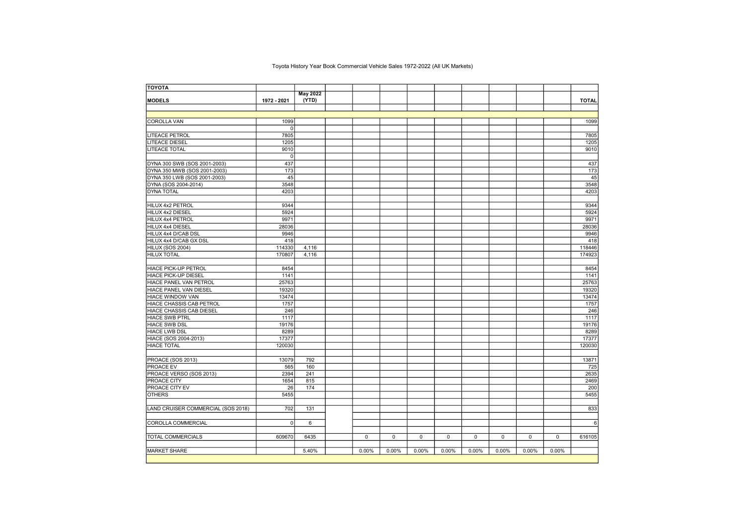Toyota History Year Book Commercial Vehicle Sales 1972-2022 (All UK Markets)

| TOYOTA | | | | | | | | | | | |
|---|---|---|---|---|---|---|---|---|---|---|---|
| MODELS | 1972 - 2021 | May 2022 (YTD) | | | | | | | | | TOTAL |
| | | | | | | | | | | | |
| COROLLA VAN | 1099 | | | | | | | | | | 1099 |
| | 0 | | | | | | | | | | |
| LITEACE PETROL | 7805 | | | | | | | | | | 7805 |
| LITEACE DIESEL | 1205 | | | | | | | | | | 1205 |
| LITEACE TOTAL | 9010 | | | | | | | | | | 9010 |
| | 0 | | | | | | | | | | |
| DYNA 300 SWB (SOS 2001-2003) | 437 | | | | | | | | | | 437 |
| DYNA 350 MWB (SOS 2001-2003) | 173 | | | | | | | | | | 173 |
| DYNA 350 LWB (SOS 2001-2003) | 45 | | | | | | | | | | 45 |
| DYNA (SOS 2004-2014) | 3548 | | | | | | | | | | 3548 |
| DYNA TOTAL | 4203 | | | | | | | | | | 4203 |
| | | | | | | | | | | | |
| HILUX 4x2 PETROL | 9344 | | | | | | | | | | 9344 |
| HILUX 4x2 DIESEL | 5924 | | | | | | | | | | 5924 |
| HILUX 4x4 PETROL | 9971 | | | | | | | | | | 9971 |
| HILUX 4x4 DIESEL | 28036 | | | | | | | | | | 28036 |
| HILUX 4x4 D/CAB DSL | 9946 | | | | | | | | | | 9946 |
| HILUX 4x4 D/CAB GX DSL | 418 | | | | | | | | | | 418 |
| HILUX (SOS 2004) | 114330 | 4,116 | | | | | | | | | 118446 |
| HILUX TOTAL | 170807 | 4,116 | | | | | | | | | 174923 |
| | | | | | | | | | | | |
| HIACE PICK-UP PETROL | 8454 | | | | | | | | | | 8454 |
| HIACE PICK-UP DIESEL | 1141 | | | | | | | | | | 1141 |
| HIACE PANEL VAN PETROL | 25763 | | | | | | | | | | 25763 |
| HIACE PANEL VAN DIESEL | 19320 | | | | | | | | | | 19320 |
| HIACE WINDOW VAN | 13474 | | | | | | | | | | 13474 |
| HIACE CHASSIS CAB PETROL | 1757 | | | | | | | | | | 1757 |
| HIACE CHASSIS CAB DIESEL | 246 | | | | | | | | | | 246 |
| HIACE SWB PTRL | 1117 | | | | | | | | | | 1117 |
| HIACE SWB DSL | 19176 | | | | | | | | | | 19176 |
| HIACE LWB DSL | 8289 | | | | | | | | | | 8289 |
| HIACE (SOS 2004-2013) | 17377 | | | | | | | | | | 17377 |
| HIACE TOTAL | 120030 | | | | | | | | | | 120030 |
| | | | | | | | | | | | |
| PROACE (SOS 2013) | 13079 | 792 | | | | | | | | | 13871 |
| PROACE EV | 565 | 160 | | | | | | | | | 725 |
| PROACE VERSO (SOS 2013) | 2394 | 241 | | | | | | | | | 2635 |
| PROACE CITY | 1654 | 815 | | | | | | | | | 2469 |
| PROACE CITY EV | 26 | 174 | | | | | | | | | 200 |
| OTHERS | 5455 | | | | | | | | | | 5455 |
| | | | | | | | | | | | |
| LAND CRUISER COMMERCIAL (SOS 2018) | 702 | 131 | | | | | | | | | 833 |
| | | | | | | | | | | | |
| COROLLA COMMERCIAL | 0 | 6 | | | | | | | | | 6 |
| | | | | | | | | | | | |
| TOTAL COMMERCIALS | 609670 | 6435 | | 0 | 0 | 0 | 0 | 0 | 0 | 0 | 0 | 616105 |
| | | | | | | | | | | | |
| MARKET SHARE | | 5.40% | | 0.00% | 0.00% | 0.00% | 0.00% | 0.00% | 0.00% | 0.00% | 0.00% | |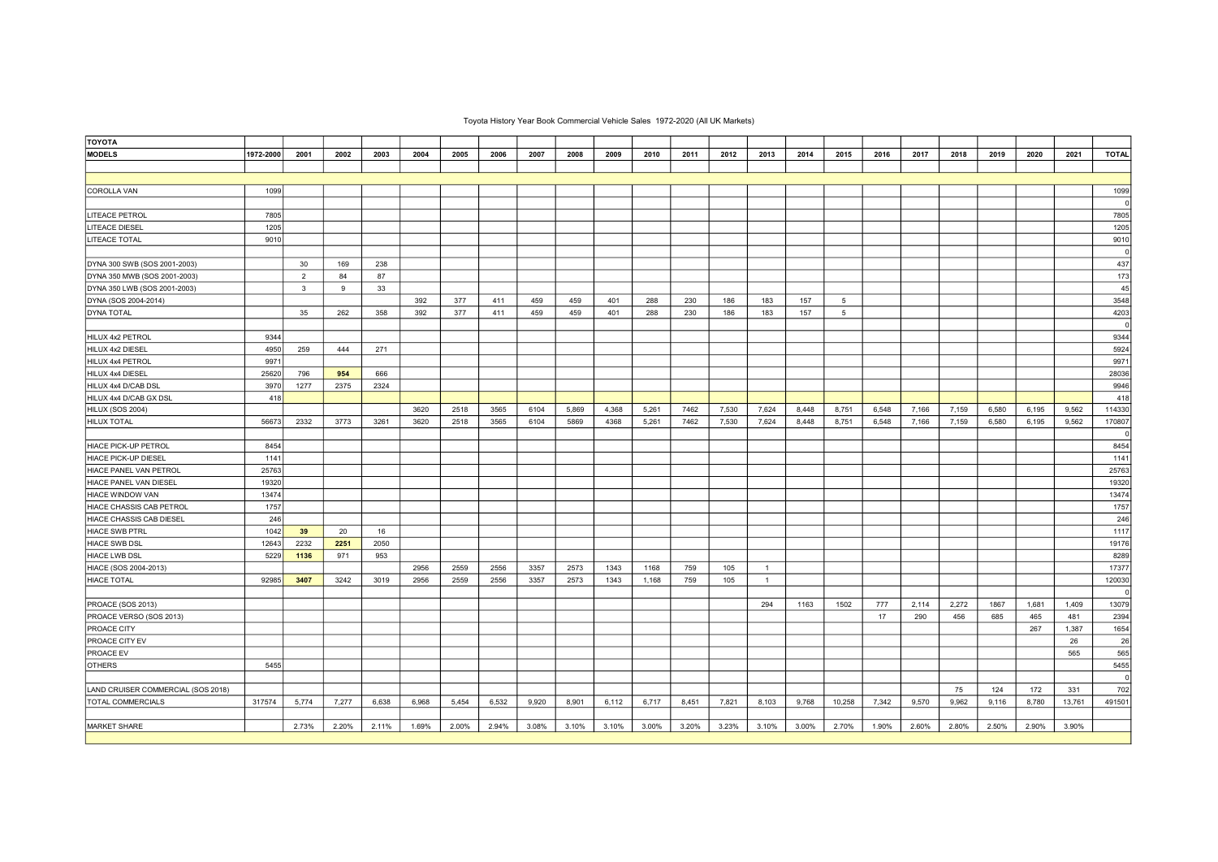Toyota History Year Book Commercial Vehicle Sales 1972-2020 (All UK Markets)

| TOYOTA | | | | | | | | | | | | | | | | | | | | | | | |
|---|---|---|---|---|---|---|---|---|---|---|---|---|---|---|---|---|---|---|---|---|---|---|---|
| MODELS | 1972-2000 | 2001 | 2002 | 2003 | 2004 | 2005 | 2006 | 2007 | 2008 | 2009 | 2010 | 2011 | 2012 | 2013 | 2014 | 2015 | 2016 | 2017 | 2018 | 2019 | 2020 | 2021 | TOTAL |
| | | | | | | | | | | | | | | | | | | | | | | | |
| COROLLA VAN | 1099 | | | | | | | | | | | | | | | | | | | | | | 1099 |
| | | | | | | | | | | | | | | | | | | | | | | | 0 |
| LITEACE PETROL | 7805 | | | | | | | | | | | | | | | | | | | | | | 7805 |
| LITEACE DIESEL | 1205 | | | | | | | | | | | | | | | | | | | | | | 1205 |
| LITEACE TOTAL | 9010 | | | | | | | | | | | | | | | | | | | | | | 9010 |
| | | | | | | | | | | | | | | | | | | | | | | | 0 |
| DYNA 300 SWB (SOS 2001-2003) | | 30 | 169 | 238 | | | | | | | | | | | | | | | | | | | 437 |
| DYNA 350 MWB (SOS 2001-2003) | | 2 | 84 | 87 | | | | | | | | | | | | | | | | | | | 173 |
| DYNA 350 LWB (SOS 2001-2003) | | 3 | 9 | 33 | | | | | | | | | | | | | | | | | | | 45 |
| DYNA (SOS 2004-2014) | | | | | 392 | 377 | 411 | 459 | 459 | 401 | 288 | 230 | 186 | 183 | 157 | 5 | | | | | | | 3548 |
| DYNA TOTAL | | 35 | 262 | 358 | 392 | 377 | 411 | 459 | 459 | 401 | 288 | 230 | 186 | 183 | 157 | 5 | | | | | | | 4203 |
| | | | | | | | | | | | | | | | | | | | | | | | 0 |
| HILUX 4x2 PETROL | 9344 | | | | | | | | | | | | | | | | | | | | | | 9344 |
| HILUX 4x2 DIESEL | 4950 | 259 | 444 | 271 | | | | | | | | | | | | | | | | | | | 5924 |
| HILUX 4x4 PETROL | 9971 | | | | | | | | | | | | | | | | | | | | | | 9971 |
| HILUX 4x4 DIESEL | 25620 | 796 | 954 | 666 | | | | | | | | | | | | | | | | | | | 28036 |
| HILUX 4x4 D/CAB DSL | 3970 | 1277 | 2375 | 2324 | | | | | | | | | | | | | | | | | | | 9946 |
| HILUX 4x4 D/CAB GX DSL | 418 | | | | | | | | | | | | | | | | | | | | | | 418 |
| HILUX (SOS 2004) | | | | | 3620 | 2518 | 3565 | 6104 | 5,869 | 4,368 | 5,261 | 7462 | 7,530 | 7,624 | 8,448 | 8,751 | 6,548 | 7,166 | 7,159 | 6,580 | 6,195 | 9,562 | 114330 |
| HILUX TOTAL | 56673 | 2332 | 3773 | 3261 | 3620 | 2518 | 3565 | 6104 | 5869 | 4368 | 5,261 | 7462 | 7,530 | 7,624 | 8,448 | 8,751 | 6,548 | 7,166 | 7,159 | 6,580 | 6,195 | 9,562 | 170807 |
| | | | | | | | | | | | | | | | | | | | | | | | 0 |
| HIACE PICK-UP PETROL | 8454 | | | | | | | | | | | | | | | | | | | | | | 8454 |
| HIACE PICK-UP DIESEL | 1141 | | | | | | | | | | | | | | | | | | | | | | 1141 |
| HIACE PANEL VAN PETROL | 25763 | | | | | | | | | | | | | | | | | | | | | | 25763 |
| HIACE PANEL VAN DIESEL | 19320 | | | | | | | | | | | | | | | | | | | | | | 19320 |
| HIACE WINDOW VAN | 13474 | | | | | | | | | | | | | | | | | | | | | | 13474 |
| HIACE CHASSIS CAB PETROL | 1757 | | | | | | | | | | | | | | | | | | | | | | 1757 |
| HIACE CHASSIS CAB DIESEL | 246 | | | | | | | | | | | | | | | | | | | | | | 246 |
| HIACE SWB PTRL | 1042 | 39 | 20 | 16 | | | | | | | | | | | | | | | | | | | 1117 |
| HIACE SWB DSL | 12643 | 2232 | 2251 | 2050 | | | | | | | | | | | | | | | | | | | 19176 |
| HIACE LWB DSL | 5229 | 1136 | 971 | 953 | | | | | | | | | | | | | | | | | | | 8289 |
| HIACE (SOS 2004-2013) | | | | | 2956 | 2559 | 2556 | 3357 | 2573 | 1343 | 1168 | 759 | 105 | 1 | | | | | | | | | 17377 |
| HIACE TOTAL | 92985 | 3407 | 3242 | 3019 | 2956 | 2559 | 2556 | 3357 | 2573 | 1343 | 1,168 | 759 | 105 | 1 | | | | | | | | | 120030 |
| | | | | | | | | | | | | | | | | | | | | | | | 0 |
| PROACE (SOS 2013) | | | | | | | | | | | | | | 294 | 1163 | 1502 | 777 | 2,114 | 2,272 | 1867 | 1,681 | 1,409 | 13079 |
| PROACE VERSO (SOS 2013) | | | | | | | | | | | | | | | | | 17 | 290 | 456 | 685 | 465 | 481 | 2394 |
| PROACE CITY | | | | | | | | | | | | | | | | | | | | | 267 | 1,387 | 1654 |
| PROACE CITY EV | | | | | | | | | | | | | | | | | | | | | | 26 | 26 |
| PROACE EV | | | | | | | | | | | | | | | | | | | | | | 565 | 565 |
| OTHERS | 5455 | | | | | | | | | | | | | | | | | | | | | | 5455 |
| | | | | | | | | | | | | | | | | | | | | | | | 0 |
| LAND CRUISER COMMERCIAL (SOS 2018) | | | | | | | | | | | | | | | | | | | 75 | 124 | 172 | 331 | 702 |
| TOTAL COMMERCIALS | 317574 | 5,774 | 7,277 | 6,638 | 6,968 | 5,454 | 6,532 | 9,920 | 8,901 | 6,112 | 6,717 | 8,451 | 7,821 | 8,103 | 9,768 | 10,258 | 7,342 | 9,570 | 9,962 | 9,116 | 8,780 | 13,761 | 491501 |
| | | | | | | | | | | | | | | | | | | | | | | | |
| MARKET SHARE | | 2.73% | 2.20% | 2.11% | 1.69% | 2.00% | 2.94% | 3.08% | 3.10% | 3.10% | 3.00% | 3.20% | 3.23% | 3.10% | 3.00% | 2.70% | 1.90% | 2.60% | 2.80% | 2.50% | 2.90% | 3.90% | |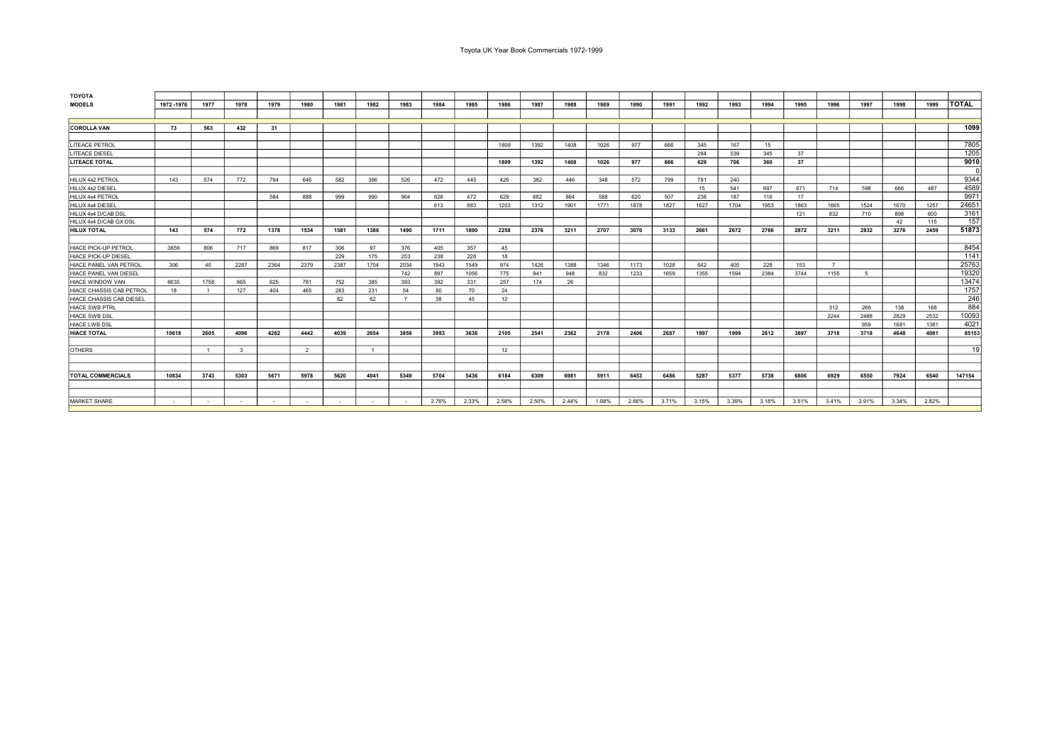# Toyota UK Year Book Commercials 1972-1999

| TOYOTA MODELS | 1972 -1976 | 1977 | 1978 | 1979 | 1980 | 1981 | 1982 | 1983 | 1984 | 1985 | 1986 | 1987 | 1988 | 1989 | 1990 | 1991 | 1992 | 1993 | 1994 | 1995 | 1996 | 1997 | 1998 | 1999 | TOTAL |
|---|---|---|---|---|---|---|---|---|---|---|---|---|---|---|---|---|---|---|---|---|---|---|---|---|---|
| **COROLLA VAN** | **73** | **563** | **432** | **31** | | | | | | | | | | | | | | | | | | | | | **1099** |
| LITEACE PETROL | | | | | | | | | | | 1809 | 1392 | 1408 | 1026 | 977 | 666 | 345 | 167 | 15 | | | | | | 7805 |
| LITEACE DIESEL | | | | | | | | | | | | | | | | | 284 | 539 | 345 | 37 | | | | | 1205 |
| **LITEACE TOTAL** | | | | | | | | | | | **1809** | **1392** | **1408** | **1026** | **977** | **666** | **629** | **706** | **360** | **37** | | | | | **9010** |
| | | | | | | | | | | | | | | | | | | | | | | | | | 0 |
| HILUX 4x2 PETROL | 143 | 574 | 772 | 794 | 646 | 582 | 396 | 526 | 472 | 445 | 426 | 382 | 446 | 348 | 572 | 799 | 781 | 240 | | | | | | | 9344 |
| HILUX 4x2 DIESEL | | | | | | | | | | | | | | | | | 15 | 541 | 697 | 871 | 714 | 598 | 666 | 487 | 4589 |
| HILUX 4x4 PETROL | | | | 584 | 888 | 999 | 990 | 964 | 626 | 472 | 629 | 682 | 864 | 588 | 620 | 507 | 238 | 187 | 116 | 17 | | | | | 9971 |
| HILUX 4x4 DIESEL | | | | | | | | | 613 | 883 | 1203 | 1312 | 1901 | 1771 | 1878 | 1827 | 1627 | 1704 | 1953 | 1863 | 1665 | 1524 | 1670 | 1257 | 24651 |
| HILUX 4x4 D/CAB DSL | | | | | | | | | | | | | | | | | | | | 121 | 832 | 710 | 898 | 600 | 3161 |
| HILUX 4x4 D/CAB GX DSL | | | | | | | | | | | | | | | | | | | | | | | 42 | 115 | 157 |
| **HILUX TOTAL** | **143** | **574** | **772** | **1378** | **1534** | **1581** | **1386** | **1490** | **1711** | **1800** | **2258** | **2376** | **3211** | **2707** | **3070** | **3133** | **2661** | **2672** | **2766** | **2872** | **3211** | **2832** | **3276** | **2459** | **51873** |
| HIACE PICK-UP PETROL | 3659 | 806 | 717 | 869 | 817 | 306 | 97 | 376 | 405 | 357 | 45 | | | | | | | | | | | | | | 8454 |
| HIACE PICK-UP DIESEL | | | | | | 229 | 175 | 253 | 238 | 228 | 18 | | | | | | | | | | | | | | 1141 |
| HIACE PANEL VAN PETROL | 306 | 40 | 2287 | 2364 | 2379 | 2387 | 1704 | 2034 | 1943 | 1549 | 974 | 1426 | 1388 | 1346 | 1173 | 1028 | 642 | 405 | 228 | 153 | 7 | | | | 25763 |
| HIACE PANEL VAN DIESEL | | | | | | | | 742 | 897 | 1056 | 775 | 941 | 948 | 832 | 1233 | 1659 | 1355 | 1594 | 2384 | 3744 | 1155 | 5 | | | 19320 |
| HIACE WINDOW VAN | 6635 | 1758 | 965 | 625 | 781 | 752 | 385 | 393 | 392 | 331 | 257 | 174 | 26 | | | | | | | | | | | | 13474 |
| HIACE CHASSIS CAB PETROL | 18 | 1 | 127 | 404 | 465 | 283 | 231 | 54 | 80 | 70 | 24 | | | | | | | | | | | | | | 1757 |
| HIACE CHASSIS CAB DIESEL | | | | | | 82 | 62 | 7 | 38 | 45 | 12 | | | | | | | | | | | | | | 246 |
| HIACE SWB PTRL | | | | | | | | | | | | | | | | | | | | | 312 | 266 | 138 | 168 | 884 |
| HIACE SWB DSL | | | | | | | | | | | | | | | | | | | | | 2244 | 2488 | 2829 | 2532 | 10093 |
| HIACE LWB DSL | | | | | | | | | | | | | | | | | | | | | | 959 | 1681 | 1381 | 4021 |
| **HIACE TOTAL** | **10618** | **2605** | **4096** | **4262** | **4442** | **4039** | **2654** | **3859** | **3993** | **3636** | **2105** | **2541** | **2362** | **2178** | **2406** | **2687** | **1997** | **1999** | **2612** | **3897** | **3718** | **3718** | **4648** | **4081** | **85153** |
| OTHERS | | 1 | 3 | | 2 | | 1 | | | | 12 | | | | | | | | | | | | | | 19 |
| **TOTAL COMMERCIALS** | **10834** | **3743** | **5303** | **5671** | **5978** | **5620** | **4041** | **5349** | **5704** | **5436** | **6184** | **6309** | **6981** | **5911** | **6453** | **6486** | **5287** | **5377** | **5738** | **6806** | **6929** | **6550** | **7924** | **6540** | **147154** |
| MARKET SHARE | - | - | - | - | - | - | - | - | 2.76% | 2.33% | 2.58% | 2.50% | 2.44% | 1.98% | 2.66% | 3.71% | 3.15% | 3.39% | 3.18% | 3.51% | 3.41% | 2.91% | 3.34% | 2.82% | |